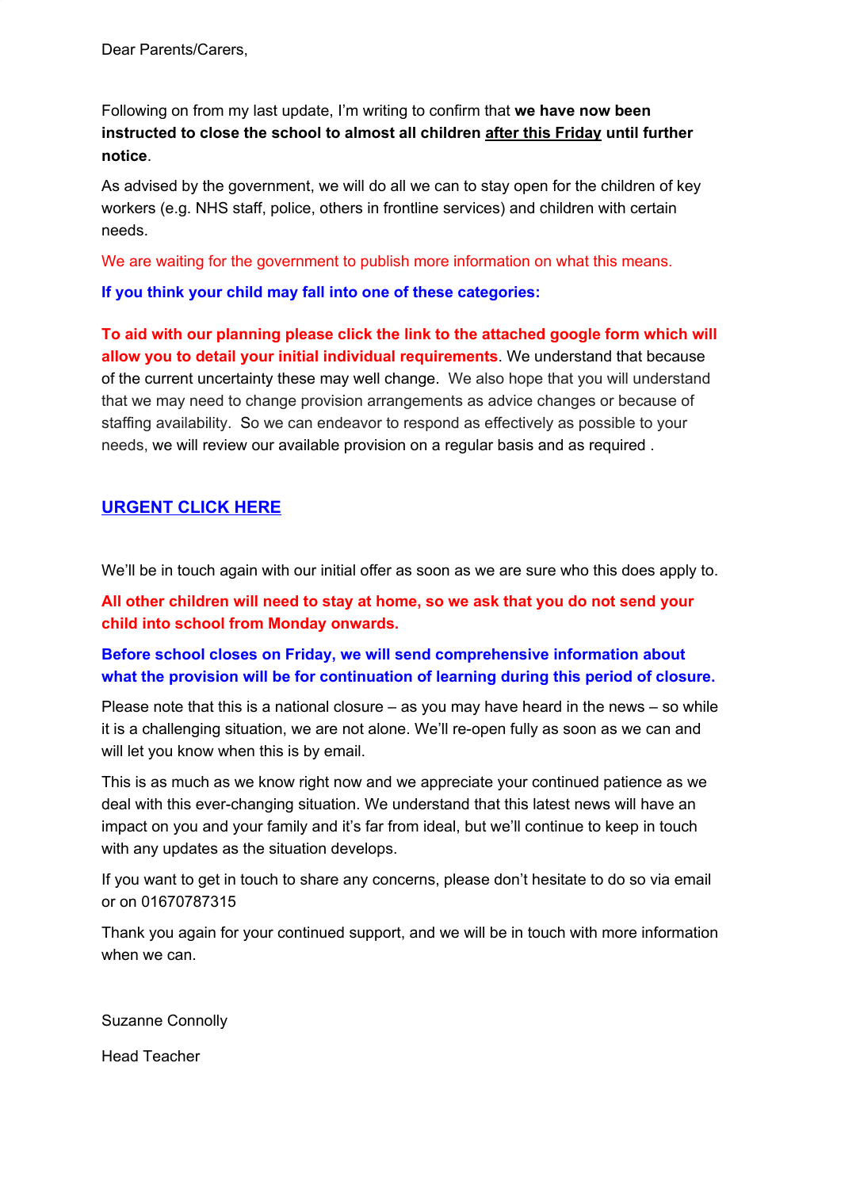Dear Parents/Carers,

Following on from my last update, I'm writing to confirm that **we have now been instructed to close the school to almost all children after this Friday until further notice**.

As advised by the government, we will do all we can to stay open for the children of key workers (e.g. NHS staff, police, others in frontline services) and children with certain needs.

We are waiting for the government to publish more information on what this means.

**If you think your child may fall into one of these categories:**

**To aid with our planning please click the link to the attached google form which will allow you to detail your initial individual requirements**. We understand that because of the current uncertainty these may well change. We also hope that you will understand that we may need to change provision arrangements as advice changes or because of staffing availability. So we can endeavor to respond as effectively as possible to your needs, we will review our available provision on a regular basis and as required .

**URGENT CLICK HERE**

We'll be in touch again with our initial offer as soon as we are sure who this does apply to.

**All other children will need to stay at home, so we ask that you do not send your child into school from Monday onwards.**

**Before school closes on Friday, we will send comprehensive information about what the provision will be for continuation of learning during this period of closure.**

Please note that this is a national closure – as you may have heard in the news – so while it is a challenging situation, we are not alone. We'll re-open fully as soon as we can and will let you know when this is by email.

This is as much as we know right now and we appreciate your continued patience as we deal with this ever-changing situation. We understand that this latest news will have an impact on you and your family and it's far from ideal, but we'll continue to keep in touch with any updates as the situation develops.

If you want to get in touch to share any concerns, please don't hesitate to do so via email or on 01670787315

Thank you again for your continued support, and we will be in touch with more information when we can.

Suzanne Connolly

Head Teacher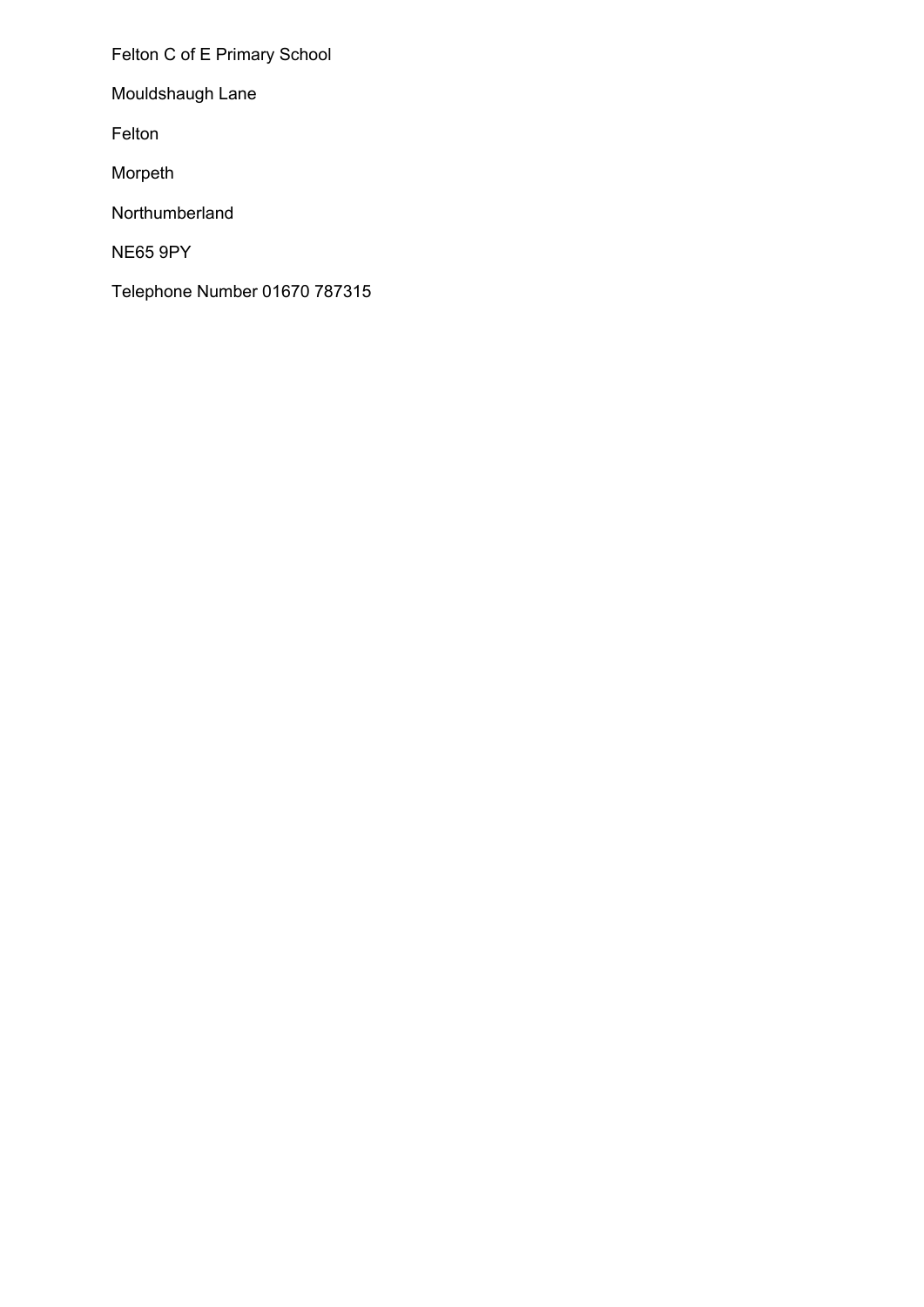Felton C of E Primary School

Mouldshaugh Lane

Felton

Morpeth

Northumberland

NE65 9PY

Telephone Number 01670 787315